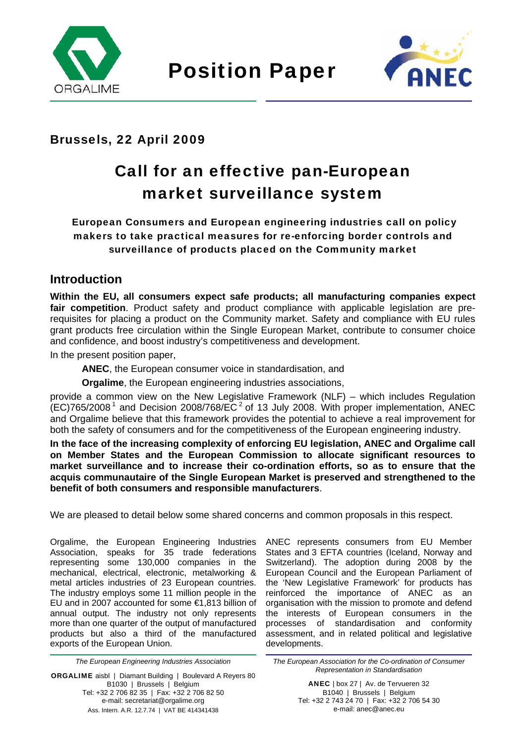# Position Paper

**Brussels, 22 April 2009**

# Call for an effective pan-European market surveillance system

**European Consumers and European engineering industries call on policy makers to take practical measures for re-enforcing border controls and surveillance of products placed on the Community market**

## Introduction

**Within the EU, all consumers expect safe products; all manufacturing companies expect fair competition**. Product safety and product compliance with applicable legislation are pre-requisites for placing a product on the Community market. Safety and compliance with EU rules grant products free circulation within the Single European Market, contribute to consumer choice and confidence, and boost industry's competitiveness and development.

In the present position paper,

**ANEC**, the European consumer voice in standardisation, and

**Orgalime**, the European engineering industries associations,

provide a common view on the New Legislative Framework (NLF) – which includes Regulation (EC)765/2008 [1] and Decision 2008/768/EC [2] of 13 July 2008. With proper implementation, ANEC and Orgalime believe that this framework provides the potential to achieve a real improvement for both the safety of consumers and for the competitiveness of the European engineering industry.

**In the face of the increasing complexity of enforcing EU legislation, ANEC and Orgalime call on Member States and the European Commission to allocate significant resources to market surveillance and to increase their co-ordination efforts, so as to ensure that the acquis communautaire of the Single European Market is preserved and strengthened to the benefit of both consumers and responsible manufacturers**.

We are pleased to detail below some shared concerns and common proposals in this respect.

Orgalime, the European Engineering Industries Association, speaks for 35 trade federations representing some 130,000 companies in the mechanical, electrical, electronic, metalworking & metal articles industries of 23 European countries. The industry employs some 11 million people in the EU and in 2007 accounted for some €1,813 billion of annual output. The industry not only represents more than one quarter of the output of manufactured products but also a third of the manufactured exports of the European Union.

ANEC represents consumers from EU Member States and 3 EFTA countries (Iceland, Norway and Switzerland). The adoption during 2008 by the European Council and the European Parliament of the 'New Legislative Framework' for products has reinforced the importance of ANEC as an organisation with the mission to promote and defend the interests of European consumers in the processes of standardisation and conformity assessment, and in related political and legislative developments.

*The European Engineering Industries Association*

**ORGALIME** aisbl | Diamant Building | Boulevard A Reyers 80
B1030 | Brussels | Belgium
Tel: +32 2 706 82 35 | Fax: +32 2 706 82 50
e-mail: secretariat@orgalime.org
Ass. Intern. A.R. 12.7.74 | VAT BE 414341438

*The European Association for the Co-ordination of Consumer Representation in Standardisation*

**ANEC** | box 27 | Av. de Tervueren 32
B1040 | Brussels | Belgium
Tel: +32 2 743 24 70 | Fax: +32 2 706 54 30
e-mail: anec@anec.eu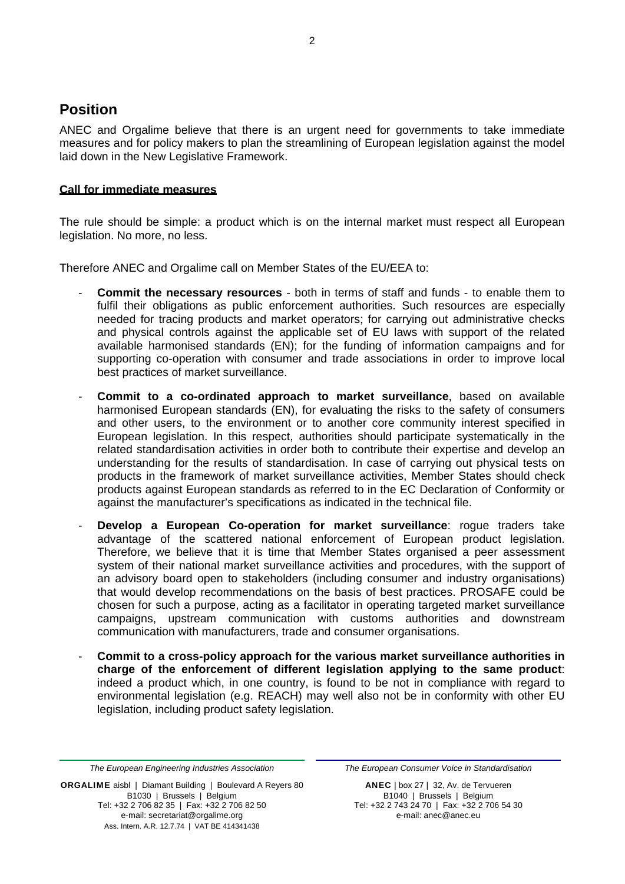## Position

ANEC and Orgalime believe that there is an urgent need for governments to take immediate measures and for policy makers to plan the streamlining of European legislation against the model laid down in the New Legislative Framework.

**Call for immediate measures**

The rule should be simple: a product which is on the internal market must respect all European legislation. No more, no less.

Therefore ANEC and Orgalime call on Member States of the EU/EEA to:

- **Commit the necessary resources** - both in terms of staff and funds - to enable them to fulfil their obligations as public enforcement authorities. Such resources are especially needed for tracing products and market operators; for carrying out administrative checks and physical controls against the applicable set of EU laws with support of the related available harmonised standards (EN); for the funding of information campaigns and for supporting co-operation with consumer and trade associations in order to improve local best practices of market surveillance.

- **Commit to a co-ordinated approach to market surveillance**, based on available harmonised European standards (EN), for evaluating the risks to the safety of consumers and other users, to the environment or to another core community interest specified in European legislation. In this respect, authorities should participate systematically in the related standardisation activities in order both to contribute their expertise and develop an understanding for the results of standardisation. In case of carrying out physical tests on products in the framework of market surveillance activities, Member States should check products against European standards as referred to in the EC Declaration of Conformity or against the manufacturer's specifications as indicated in the technical file.

- **Develop a European Co-operation for market surveillance**: rogue traders take advantage of the scattered national enforcement of European product legislation. Therefore, we believe that it is time that Member States organised a peer assessment system of their national market surveillance activities and procedures, with the support of an advisory board open to stakeholders (including consumer and industry organisations) that would develop recommendations on the basis of best practices. PROSAFE could be chosen for such a purpose, acting as a facilitator in operating targeted market surveillance campaigns, upstream communication with customs authorities and downstream communication with manufacturers, trade and consumer organisations.

- **Commit to a cross-policy approach for the various market surveillance authorities in charge of the enforcement of different legislation applying to the same product**: indeed a product which, in one country, is found to be not in compliance with regard to environmental legislation (e.g. REACH) may well also not be in conformity with other EU legislation, including product safety legislation.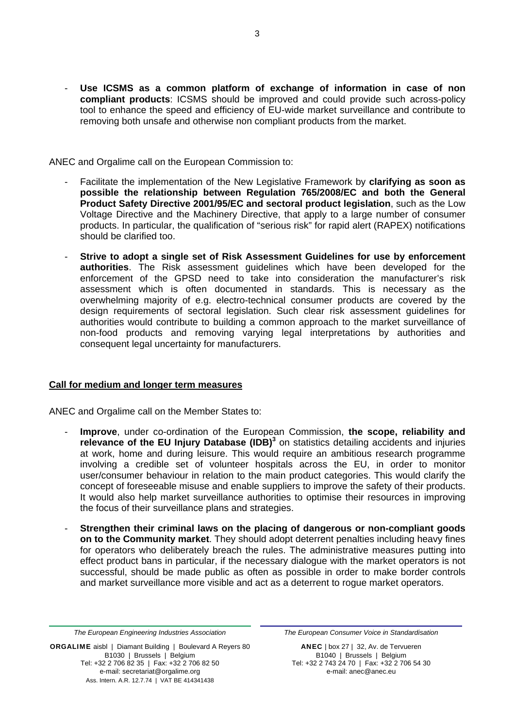- **Use ICSMS as a common platform of exchange of information in case of non compliant products**: ICSMS should be improved and could provide such across-policy tool to enhance the speed and efficiency of EU-wide market surveillance and contribute to removing both unsafe and otherwise non compliant products from the market.

ANEC and Orgalime call on the European Commission to:

- Facilitate the implementation of the New Legislative Framework by **clarifying as soon as possible the relationship between Regulation 765/2008/EC and both the General Product Safety Directive 2001/95/EC and sectoral product legislation**, such as the Low Voltage Directive and the Machinery Directive, that apply to a large number of consumer products. In particular, the qualification of "serious risk" for rapid alert (RAPEX) notifications should be clarified too.
- **Strive to adopt a single set of Risk Assessment Guidelines for use by enforcement authorities**. The Risk assessment guidelines which have been developed for the enforcement of the GPSD need to take into consideration the manufacturer's risk assessment which is often documented in standards. This is necessary as the overwhelming majority of e.g. electro-technical consumer products are covered by the design requirements of sectoral legislation. Such clear risk assessment guidelines for authorities would contribute to building a common approach to the market surveillance of non-food products and removing varying legal interpretations by authorities and consequent legal uncertainty for manufacturers.

## Call for medium and longer term measures

ANEC and Orgalime call on the Member States to:

- **Improve**, under co-ordination of the European Commission, **the scope, reliability and relevance of the EU Injury Database (IDB)**[3] on statistics detailing accidents and injuries at work, home and during leisure. This would require an ambitious research programme involving a credible set of volunteer hospitals across the EU, in order to monitor user/consumer behaviour in relation to the main product categories. This would clarify the concept of foreseeable misuse and enable suppliers to improve the safety of their products. It would also help market surveillance authorities to optimise their resources in improving the focus of their surveillance plans and strategies.
- **Strengthen their criminal laws on the placing of dangerous or non-compliant goods on to the Community market**. They should adopt deterrent penalties including heavy fines for operators who deliberately breach the rules. The administrative measures putting into effect product bans in particular, if the necessary dialogue with the market operators is not successful, should be made public as often as possible in order to make border controls and market surveillance more visible and act as a deterrent to rogue market operators.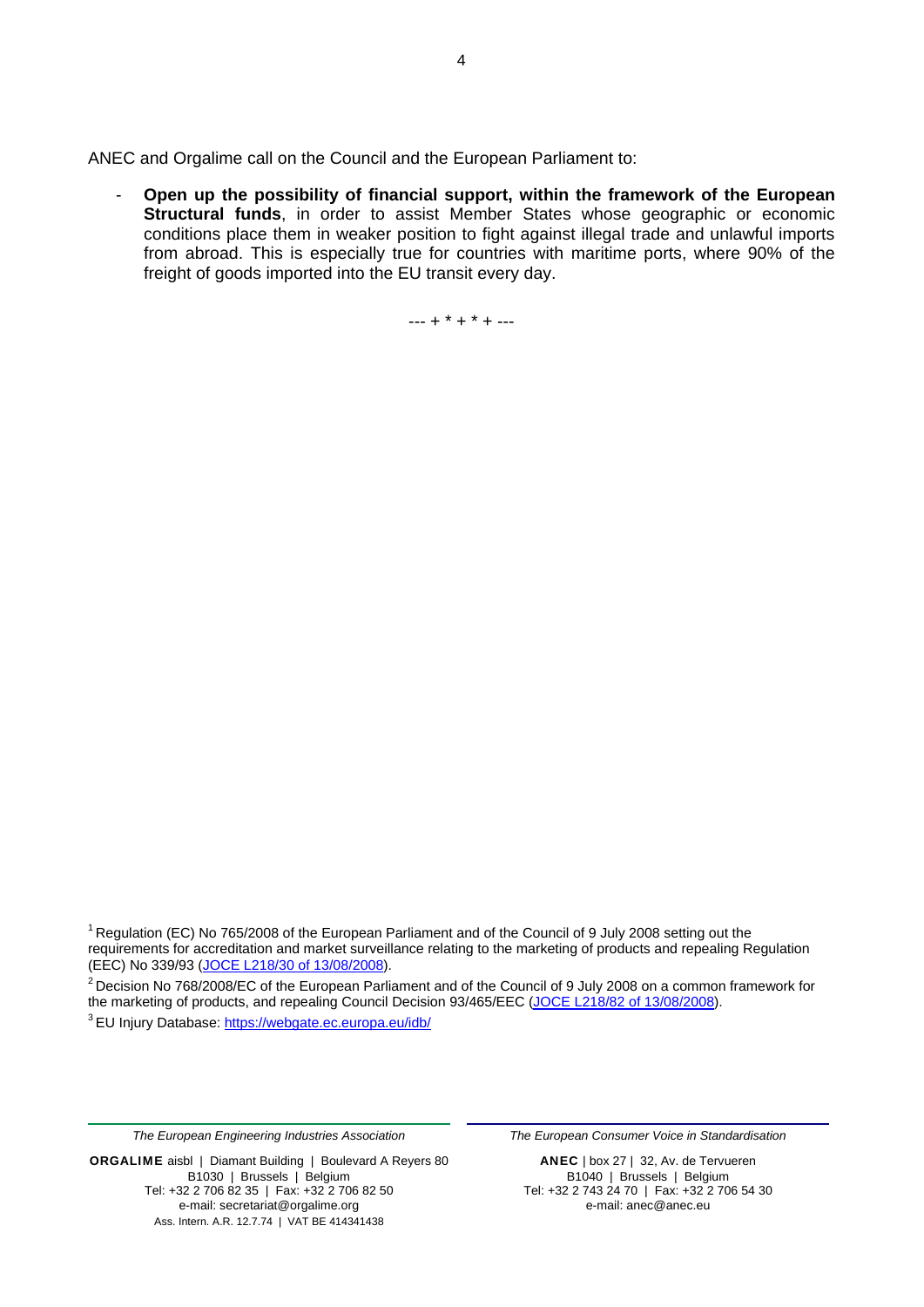ANEC and Orgalime call on the Council and the European Parliament to:

- **Open up the possibility of financial support, within the framework of the European Structural funds**, in order to assist Member States whose geographic or economic conditions place them in weaker position to fight against illegal trade and unlawful imports from abroad. This is especially true for countries with maritime ports, where 90% of the freight of goods imported into the EU transit every day.

--- + * + * + ---

[1] Regulation (EC) No 765/2008 of the European Parliament and of the Council of 9 July 2008 setting out the requirements for accreditation and market surveillance relating to the marketing of products and repealing Regulation (EEC) No 339/93 (JOCE L218/30 of 13/08/2008).

[2] Decision No 768/2008/EC of the European Parliament and of the Council of 9 July 2008 on a common framework for the marketing of products, and repealing Council Decision 93/465/EEC (JOCE L218/82 of 13/08/2008).

[3] EU Injury Database: https://webgate.ec.europa.eu/idb/

*The European Engineering Industries Association*

**ORGALIME** aisbl | Diamant Building | Boulevard A Reyers 80
B1030 | Brussels | Belgium
Tel: +32 2 706 82 35 | Fax: +32 2 706 82 50
e-mail: secretariat@orgalime.org
Ass. Intern. A.R. 12.7.74 | VAT BE 414341438

*The European Consumer Voice in Standardisation*

**ANEC** | box 27 | 32, Av. de Tervueren
B1040 | Brussels | Belgium
Tel: +32 2 743 24 70 | Fax: +32 2 706 54 30
e-mail: anec@anec.eu